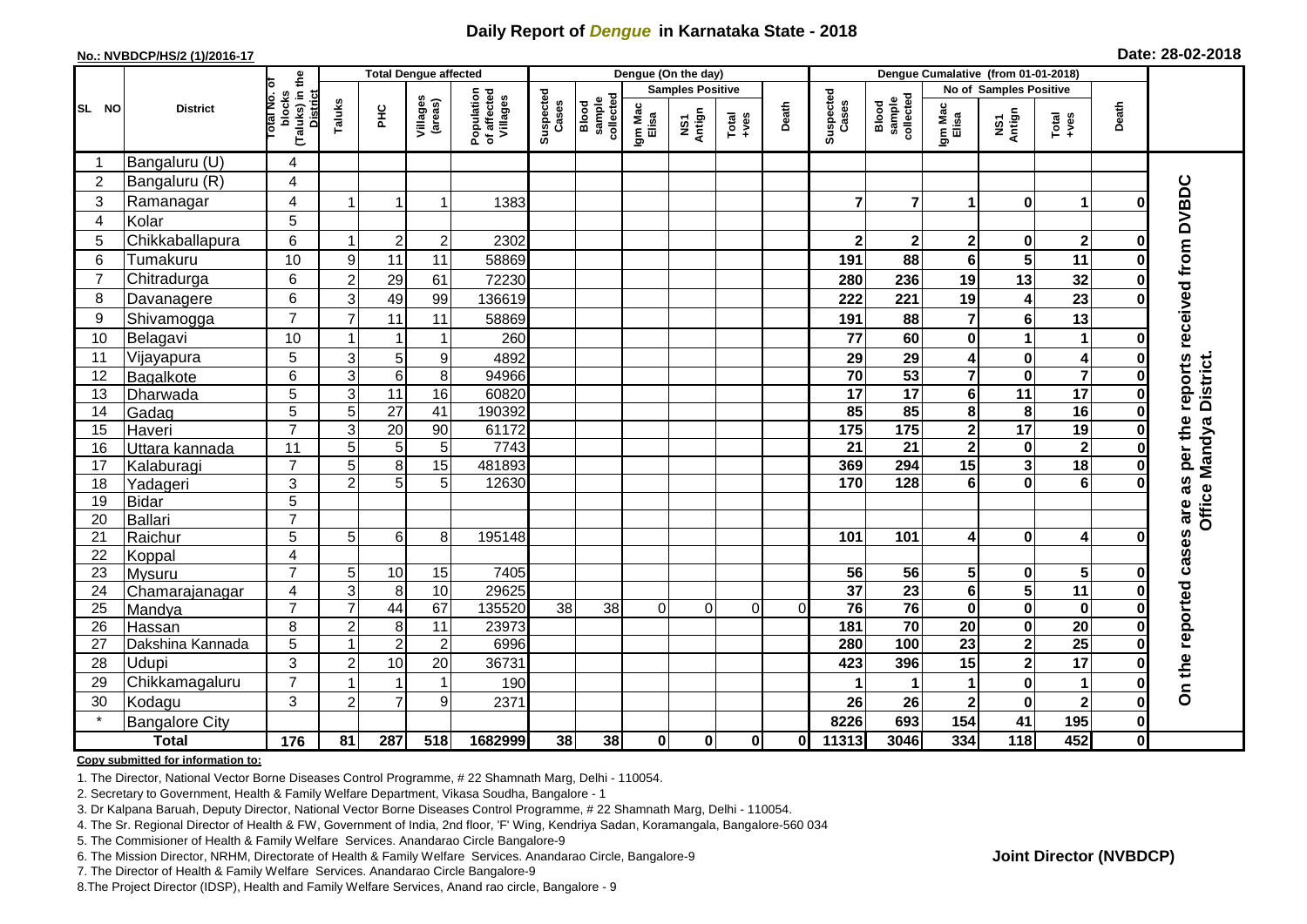# Daily Report of *Dengue* in Karnataka State - 2018

**No.: NVBDCP/HS/2 (1)/2016-17**

**Date: 28-02-2018**

| SL NO | District | Total No. of blocks (Taluks) in the District | Total Dengue affected | | | | Dengue (On the day) | | | | | | | Dengue Cumalative (from 01-01-2018) | | | | | | | |
|---|---|---|---|---|---|---|---|---|---|---|---|---|---|---|---|---|---|---|---|---|
| | | | Taluks | PHC | Villages (areas) | Population of affected Villages | Suspected Cases | Blood sample collected | Samples Positive | | | Death | Suspected Cases | Blood sample collected | No of Samples Positive | | | Death | |
| | | | | | | | | | Igm Mac Elisa | NS1 Antign | Total +ves | | | | Igm Mac Elisa | NS1 Antign | Total +ves | | |
| 1 | Bangaluru (U) | 4 | | | | | | | | | | | | | | | | | On the reported cases are as per the reports received from DVBDC Office Mandya District. |
| 2 | Bangaluru (R) | 4 | | | | | | | | | | | | | | | | | |
| 3 | Ramanagar | 4 | 1 | 1 | 1 | 1383 | | | | | | | 7 | 7 | 1 | 0 | 1 | 0 | |
| 4 | Kolar | 5 | | | | | | | | | | | | | | | | | |
| 5 | Chikkaballapura | 6 | 1 | 2 | 2 | 2302 | | | | | | | 2 | 2 | 2 | 0 | 2 | 0 | |
| 6 | Tumakuru | 10 | 9 | 11 | 11 | 58869 | | | | | | | 191 | 88 | 6 | 5 | 11 | 0 | |
| 7 | Chitradurga | 6 | 2 | 29 | 61 | 72230 | | | | | | | 280 | 236 | 19 | 13 | 32 | 0 | |
| 8 | Davanagere | 6 | 3 | 49 | 99 | 136619 | | | | | | | 222 | 221 | 19 | 4 | 23 | 0 | |
| 9 | Shivamogga | 7 | 7 | 11 | 11 | 58869 | | | | | | | 191 | 88 | 7 | 6 | 13 | | |
| 10 | Belagavi | 10 | 1 | 1 | 1 | 260 | | | | | | | 77 | 60 | 0 | 1 | 1 | 0 | |
| 11 | Vijayapura | 5 | 3 | 5 | 9 | 4892 | | | | | | | 29 | 29 | 4 | 0 | 4 | 0 | |
| 12 | Bagalkote | 6 | 3 | 6 | 8 | 94966 | | | | | | | 70 | 53 | 7 | 0 | 7 | 0 | |
| 13 | Dharwada | 5 | 3 | 11 | 16 | 60820 | | | | | | | 17 | 17 | 6 | 11 | 17 | 0 | |
| 14 | Gadag | 5 | 5 | 27 | 41 | 190392 | | | | | | | 85 | 85 | 8 | 8 | 16 | 0 | |
| 15 | Haveri | 7 | 3 | 20 | 90 | 61172 | | | | | | | 175 | 175 | 2 | 17 | 19 | 0 | |
| 16 | Uttara kannada | 11 | 5 | 5 | 5 | 7743 | | | | | | | 21 | 21 | 2 | 0 | 2 | 0 | |
| 17 | Kalaburagi | 7 | 5 | 8 | 15 | 481893 | | | | | | | 369 | 294 | 15 | 3 | 18 | 0 | |
| 18 | Yadageri | 3 | 2 | 5 | 5 | 12630 | | | | | | | 170 | 128 | 6 | 0 | 6 | 0 | |
| 19 | Bidar | 5 | | | | | | | | | | | | | | | | | |
| 20 | Ballari | 7 | | | | | | | | | | | | | | | | | |
| 21 | Raichur | 5 | 5 | 6 | 8 | 195148 | | | | | | | 101 | 101 | 4 | 0 | 4 | 0 | |
| 22 | Koppal | 4 | | | | | | | | | | | | | | | | | |
| 23 | Mysuru | 7 | 5 | 10 | 15 | 7405 | | | | | | | 56 | 56 | 5 | 0 | 5 | 0 | |
| 24 | Chamarajanagar | 4 | 3 | 8 | 10 | 29625 | | | | | | | 37 | 23 | 6 | 5 | 11 | 0 | |
| 25 | Mandya | 7 | 7 | 44 | 67 | 135520 | 38 | 38 | 0 | 0 | 0 | 0 | 76 | 76 | 0 | 0 | 0 | 0 | |
| 26 | Hassan | 8 | 2 | 8 | 11 | 23973 | | | | | | | 181 | 70 | 20 | 0 | 20 | 0 | |
| 27 | Dakshina Kannada | 5 | 1 | 2 | 2 | 6996 | | | | | | | 280 | 100 | 23 | 2 | 25 | 0 | |
| 28 | Udupi | 3 | 2 | 10 | 20 | 36731 | | | | | | | 423 | 396 | 15 | 2 | 17 | 0 | |
| 29 | Chikkamagaluru | 7 | 1 | 1 | 1 | 190 | | | | | | | 1 | 1 | 1 | 0 | 1 | 0 | |
| 30 | Kodagu | 3 | 2 | 7 | 9 | 2371 | | | | | | | 26 | 26 | 2 | 0 | 2 | 0 | |
| * | Bangalore City | | | | | | | | | | | | 8226 | 693 | 154 | 41 | 195 | 0 | |
| **Total** | | **176** | **81** | **287** | **518** | **1682999** | **38** | **38** | **0** | **0** | **0** | **0** | **11313** | **3046** | **334** | **118** | **452** | **0** | |

**Copy submitted for information to:**

1. The Director, National Vector Borne Diseases Control Programme, # 22 Shamnath Marg, Delhi - 110054.
2. Secretary to Government, Health & Family Welfare Department, Vikasa Soudha, Bangalore - 1
3. Dr Kalpana Baruah, Deputy Director, National Vector Borne Diseases Control Programme, # 22 Shamnath Marg, Delhi - 110054.
4. The Sr. Regional Director of Health & FW, Government of India, 2nd floor, 'F' Wing, Kendriya Sadan, Koramangala, Bangalore-560 034
5. The Commisioner of Health & Family Welfare Services. Anandarao Circle Bangalore-9
6. The Mission Director, NRHM, Directorate of Health & Family Welfare Services. Anandarao Circle, Bangalore-9
7. The Director of Health & Family Welfare Services. Anandarao Circle Bangalore-9
8. The Project Director (IDSP), Health and Family Welfare Services, Anand rao circle, Bangalore - 9

**Joint Director (NVBDCP)**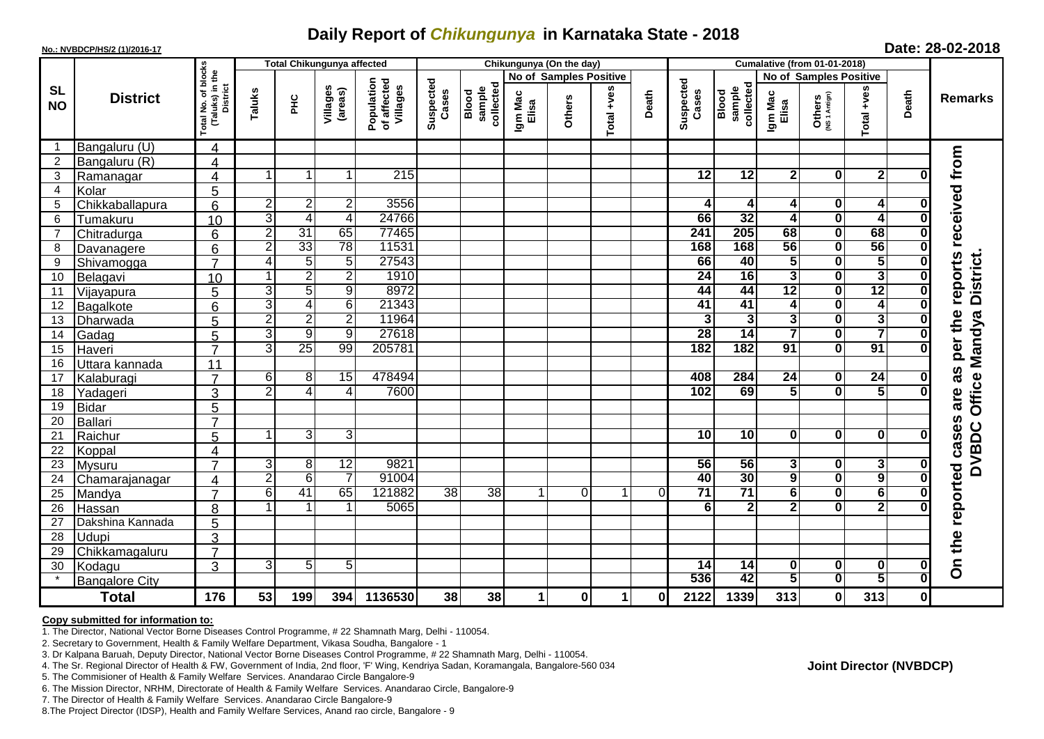# Daily Report of *Chikungunya* in Karnataka State - 2018

**No.: NVBDCP/HS/2 (1)/2016-17**

**Date: 28-02-2018**

| SL NO | District | Total No. of blocks (Taluks) in the District | Total Chikungunya affected | | | | Chikungunya (On the day) | | | | | | | Cumalative (from 01-01-2018) | | | | | | | Remarks |
|---|---|---|---|---|---|---|---|---|---|---|---|---|---|---|---|---|---|---|---|---|---|
| | | | Taluks | PHC | Villages (areas) | Population of affected Villages | Suspected Cases | Blood sample collected | No of Samples Positive | | | Death | Suspected Cases | Blood sample collected | No of Samples Positive | | | Death | |
| | | | | | | | | | Igm Mac Elisa | Others | Total +ves | | | | Igm Mac Elisa | Others (NS 1 Antign) | Total +ves | | |
| 1 | Bangaluru (U) | 4 | | | | | | | | | | | | | | | | | On the reported cases are as per the reports received from DVBDC Office Mandya District. |
| 2 | Bangaluru (R) | 4 | | | | | | | | | | | | | | | | | |
| 3 | Ramanagar | 4 | 1 | 1 | 1 | 215 | | | | | | | 12 | 12 | 2 | 0 | 2 | 0 | |
| 4 | Kolar | 5 | | | | | | | | | | | | | | | | | |
| 5 | Chikkaballapura | 6 | 2 | 2 | 2 | 3556 | | | | | | | 4 | 4 | 4 | 0 | 4 | 0 | |
| 6 | Tumakuru | 10 | 3 | 4 | 4 | 24766 | | | | | | | 66 | 32 | 4 | 0 | 4 | 0 | |
| 7 | Chitradurga | 6 | 2 | 31 | 65 | 77465 | | | | | | | 241 | 205 | 68 | 0 | 68 | 0 | |
| 8 | Davanagere | 6 | 2 | 33 | 78 | 11531 | | | | | | | 168 | 168 | 56 | 0 | 56 | 0 | |
| 9 | Shivamogga | 7 | 4 | 5 | 5 | 27543 | | | | | | | 66 | 40 | 5 | 0 | 5 | 0 | |
| 10 | Belagavi | 10 | 1 | 2 | 2 | 1910 | | | | | | | 24 | 16 | 3 | 0 | 3 | 0 | |
| 11 | Vijayapura | 5 | 3 | 5 | 9 | 8972 | | | | | | | 44 | 44 | 12 | 0 | 12 | 0 | |
| 12 | Bagalkote | 6 | 3 | 4 | 6 | 21343 | | | | | | | 41 | 41 | 4 | 0 | 4 | 0 | |
| 13 | Dharwada | 5 | 2 | 2 | 2 | 11964 | | | | | | | 3 | 3 | 3 | 0 | 3 | 0 | |
| 14 | Gadag | 5 | 3 | 9 | 9 | 27618 | | | | | | | 28 | 14 | 7 | 0 | 7 | 0 | |
| 15 | Haveri | 7 | 3 | 25 | 99 | 205781 | | | | | | | 182 | 182 | 91 | 0 | 91 | 0 | |
| 16 | Uttara kannada | 11 | | | | | | | | | | | | | | | | | |
| 17 | Kalaburagi | 7 | 6 | 8 | 15 | 478494 | | | | | | | 408 | 284 | 24 | 0 | 24 | 0 | |
| 18 | Yadageri | 3 | 2 | 4 | 4 | 7600 | | | | | | | 102 | 69 | 5 | 0 | 5 | 0 | |
| 19 | Bidar | 5 | | | | | | | | | | | | | | | | | |
| 20 | Ballari | 7 | | | | | | | | | | | | | | | | | |
| 21 | Raichur | 5 | 1 | 3 | 3 | | | | | | | | 10 | 10 | 0 | 0 | 0 | 0 | |
| 22 | Koppal | 4 | | | | | | | | | | | | | | | | | |
| 23 | Mysuru | 7 | 3 | 8 | 12 | 9821 | | | | | | | 56 | 56 | 3 | 0 | 3 | 0 | |
| 24 | Chamarajanagar | 4 | 2 | 6 | 7 | 91004 | | | | | | | 40 | 30 | 9 | 0 | 9 | 0 | |
| 25 | Mandya | 7 | 6 | 41 | 65 | 121882 | 38 | 38 | 1 | 0 | 1 | 0 | 71 | 71 | 6 | 0 | 6 | 0 | |
| 26 | Hassan | 8 | 1 | 1 | 1 | 5065 | | | | | | | 6 | 2 | 2 | 0 | 2 | 0 | |
| 27 | Dakshina Kannada | 5 | | | | | | | | | | | | | | | | | |
| 28 | Udupi | 3 | | | | | | | | | | | | | | | | | |
| 29 | Chikkamagaluru | 7 | | | | | | | | | | | | | | | | | |
| 30 | Kodagu | 3 | 3 | 5 | 5 | | | | | | | | 14 | 14 | 0 | 0 | 0 | 0 | |
| * | Bangalore City | | | | | | | | | | | | 536 | 42 | 5 | 0 | 5 | 0 | |
| | **Total** | **176** | **53** | **199** | **394** | **1136530** | **38** | **38** | **1** | **0** | **1** | **0** | **2122** | **1339** | **313** | **0** | **313** | **0** | |

**Copy submitted for information to:**

1. The Director, National Vector Borne Diseases Control Programme, # 22 Shamnath Marg, Delhi - 110054.
2. Secretary to Government, Health & Family Welfare Department, Vikasa Soudha, Bangalore - 1
3. Dr Kalpana Baruah, Deputy Director, National Vector Borne Diseases Control Programme, # 22 Shamnath Marg, Delhi - 110054.
4. The Sr. Regional Director of Health & FW, Government of India, 2nd floor, 'F' Wing, Kendriya Sadan, Koramangala, Bangalore-560 034
5. The Commisioner of Health & Family Welfare Services. Anandarao Circle Bangalore-9
6. The Mission Director, NRHM, Directorate of Health & Family Welfare Services. Anandarao Circle, Bangalore-9
7. The Director of Health & Family Welfare Services. Anandarao Circle Bangalore-9
8. The Project Director (IDSP), Health and Family Welfare Services, Anand rao circle, Bangalore - 9

**Joint Director (NVBDCP)**